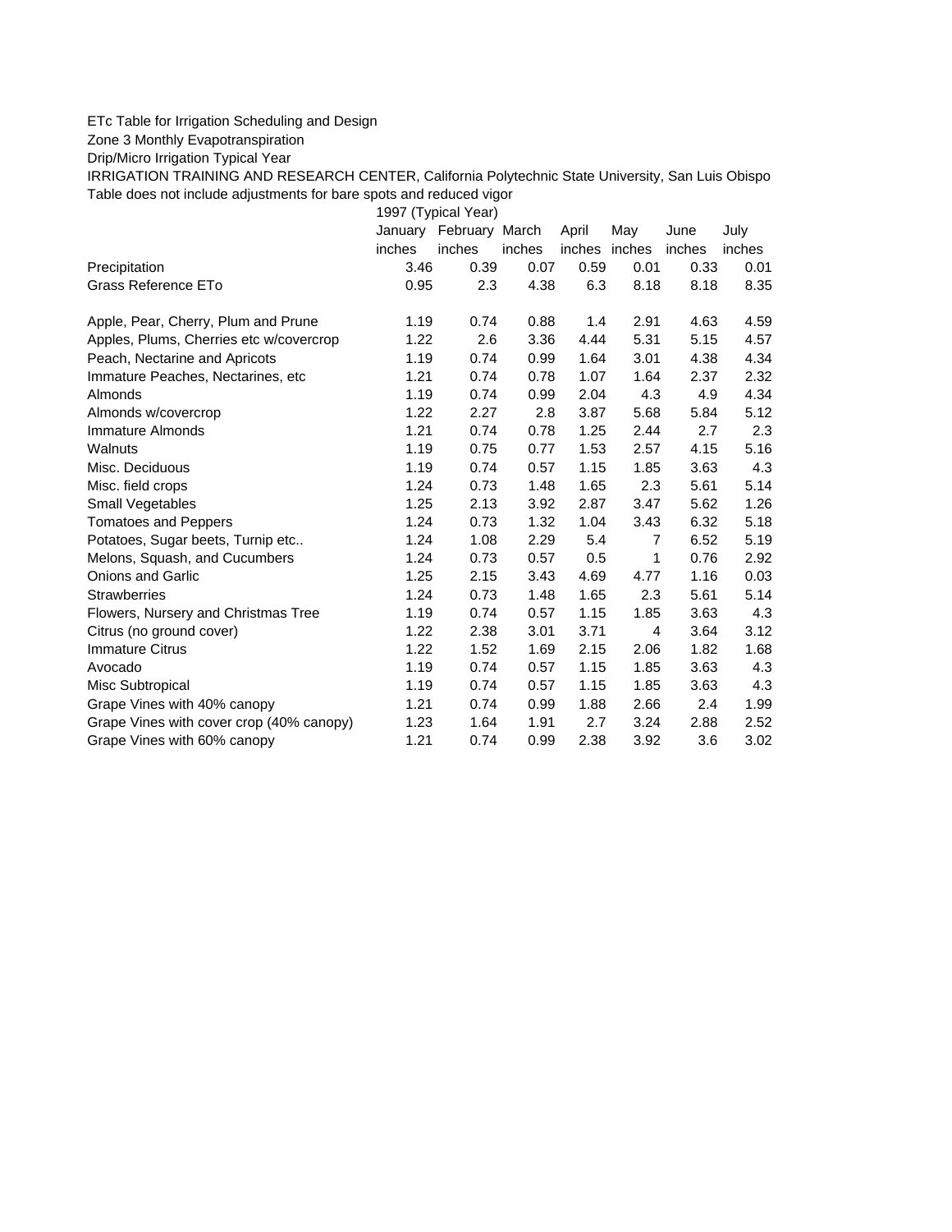ETc Table for Irrigation Scheduling and Design

Zone 3 Monthly Evapotranspiration

Drip/Micro Irrigation Typical Year

IRRIGATION TRAINING AND RESEARCH CENTER, California Polytechnic State University, San Luis Obispo

Table does not include adjustments for bare spots and reduced vigor

| | 1997 (Typical Year) | | | | | | |
|---|---|---|---|---|---|---|---|
| | January | February | March | April | May | June | July |
| | inches | inches | inches | inches | inches | inches | inches |
| Precipitation | 3.46 | 0.39 | 0.07 | 0.59 | 0.01 | 0.33 | 0.01 |
| Grass Reference ETo | 0.95 | 2.3 | 4.38 | 6.3 | 8.18 | 8.18 | 8.35 |
| | | | | | | | |
| Apple, Pear, Cherry, Plum and Prune | 1.19 | 0.74 | 0.88 | 1.4 | 2.91 | 4.63 | 4.59 |
| Apples, Plums, Cherries etc w/covercrop | 1.22 | 2.6 | 3.36 | 4.44 | 5.31 | 5.15 | 4.57 |
| Peach, Nectarine and Apricots | 1.19 | 0.74 | 0.99 | 1.64 | 3.01 | 4.38 | 4.34 |
| Immature Peaches, Nectarines, etc | 1.21 | 0.74 | 0.78 | 1.07 | 1.64 | 2.37 | 2.32 |
| Almonds | 1.19 | 0.74 | 0.99 | 2.04 | 4.3 | 4.9 | 4.34 |
| Almonds w/covercrop | 1.22 | 2.27 | 2.8 | 3.87 | 5.68 | 5.84 | 5.12 |
| Immature Almonds | 1.21 | 0.74 | 0.78 | 1.25 | 2.44 | 2.7 | 2.3 |
| Walnuts | 1.19 | 0.75 | 0.77 | 1.53 | 2.57 | 4.15 | 5.16 |
| Misc. Deciduous | 1.19 | 0.74 | 0.57 | 1.15 | 1.85 | 3.63 | 4.3 |
| Misc. field crops | 1.24 | 0.73 | 1.48 | 1.65 | 2.3 | 5.61 | 5.14 |
| Small Vegetables | 1.25 | 2.13 | 3.92 | 2.87 | 3.47 | 5.62 | 1.26 |
| Tomatoes and Peppers | 1.24 | 0.73 | 1.32 | 1.04 | 3.43 | 6.32 | 5.18 |
| Potatoes, Sugar beets, Turnip etc.. | 1.24 | 1.08 | 2.29 | 5.4 | 7 | 6.52 | 5.19 |
| Melons, Squash, and Cucumbers | 1.24 | 0.73 | 0.57 | 0.5 | 1 | 0.76 | 2.92 |
| Onions and Garlic | 1.25 | 2.15 | 3.43 | 4.69 | 4.77 | 1.16 | 0.03 |
| Strawberries | 1.24 | 0.73 | 1.48 | 1.65 | 2.3 | 5.61 | 5.14 |
| Flowers, Nursery and Christmas Tree | 1.19 | 0.74 | 0.57 | 1.15 | 1.85 | 3.63 | 4.3 |
| Citrus (no ground cover) | 1.22 | 2.38 | 3.01 | 3.71 | 4 | 3.64 | 3.12 |
| Immature Citrus | 1.22 | 1.52 | 1.69 | 2.15 | 2.06 | 1.82 | 1.68 |
| Avocado | 1.19 | 0.74 | 0.57 | 1.15 | 1.85 | 3.63 | 4.3 |
| Misc Subtropical | 1.19 | 0.74 | 0.57 | 1.15 | 1.85 | 3.63 | 4.3 |
| Grape Vines with 40% canopy | 1.21 | 0.74 | 0.99 | 1.88 | 2.66 | 2.4 | 1.99 |
| Grape Vines with cover crop (40% canopy) | 1.23 | 1.64 | 1.91 | 2.7 | 3.24 | 2.88 | 2.52 |
| Grape Vines with 60% canopy | 1.21 | 0.74 | 0.99 | 2.38 | 3.92 | 3.6 | 3.02 |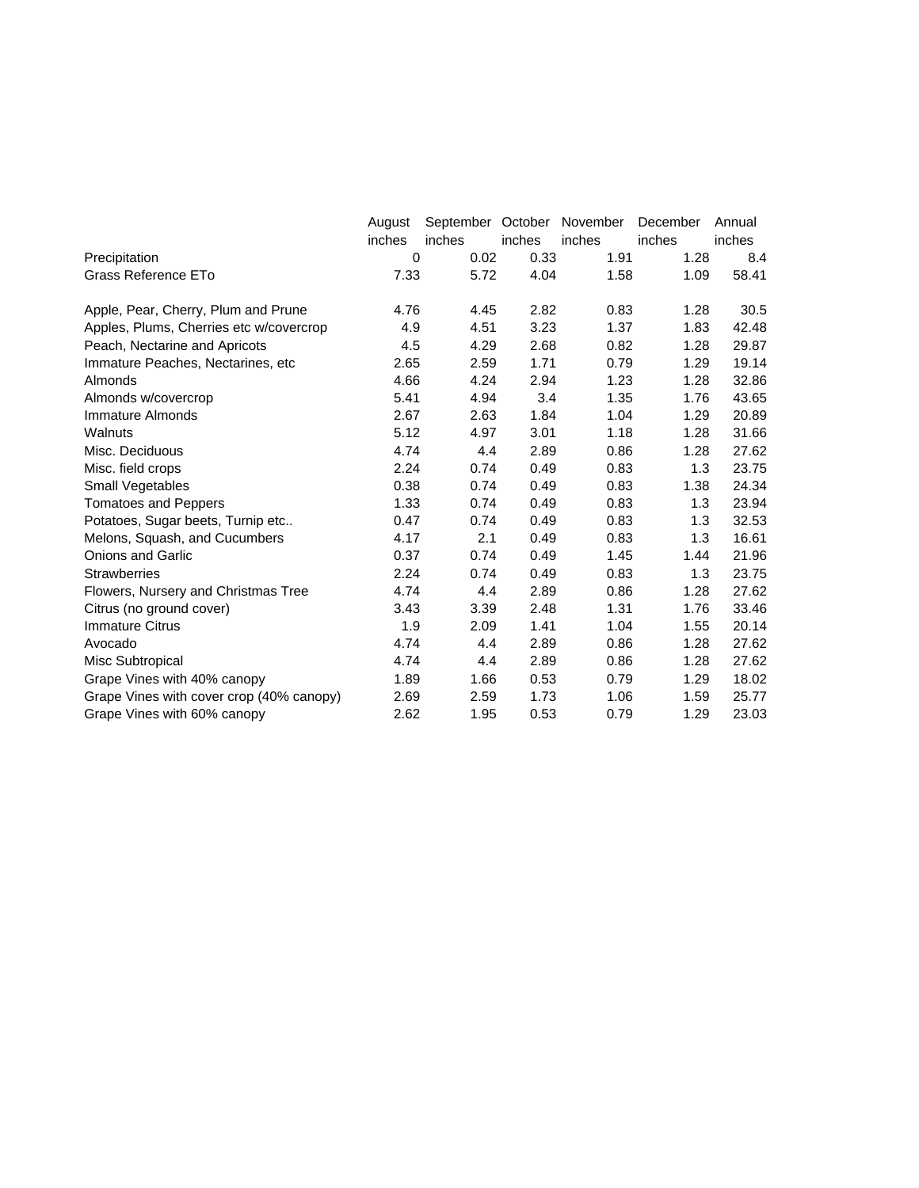| | August inches | September inches | October inches | November inches | December inches | Annual inches |
|---|---|---|---|---|---|---|
| Precipitation | 0 | 0.02 | 0.33 | 1.91 | 1.28 | 8.4 |
| Grass Reference ETo | 7.33 | 5.72 | 4.04 | 1.58 | 1.09 | 58.41 |
| | | | | | | |
| Apple, Pear, Cherry, Plum and Prune | 4.76 | 4.45 | 2.82 | 0.83 | 1.28 | 30.5 |
| Apples, Plums, Cherries etc w/covercrop | 4.9 | 4.51 | 3.23 | 1.37 | 1.83 | 42.48 |
| Peach, Nectarine and Apricots | 4.5 | 4.29 | 2.68 | 0.82 | 1.28 | 29.87 |
| Immature Peaches, Nectarines, etc | 2.65 | 2.59 | 1.71 | 0.79 | 1.29 | 19.14 |
| Almonds | 4.66 | 4.24 | 2.94 | 1.23 | 1.28 | 32.86 |
| Almonds w/covercrop | 5.41 | 4.94 | 3.4 | 1.35 | 1.76 | 43.65 |
| Immature Almonds | 2.67 | 2.63 | 1.84 | 1.04 | 1.29 | 20.89 |
| Walnuts | 5.12 | 4.97 | 3.01 | 1.18 | 1.28 | 31.66 |
| Misc. Deciduous | 4.74 | 4.4 | 2.89 | 0.86 | 1.28 | 27.62 |
| Misc. field crops | 2.24 | 0.74 | 0.49 | 0.83 | 1.3 | 23.75 |
| Small Vegetables | 0.38 | 0.74 | 0.49 | 0.83 | 1.38 | 24.34 |
| Tomatoes and Peppers | 1.33 | 0.74 | 0.49 | 0.83 | 1.3 | 23.94 |
| Potatoes, Sugar beets, Turnip etc.. | 0.47 | 0.74 | 0.49 | 0.83 | 1.3 | 32.53 |
| Melons, Squash, and Cucumbers | 4.17 | 2.1 | 0.49 | 0.83 | 1.3 | 16.61 |
| Onions and Garlic | 0.37 | 0.74 | 0.49 | 1.45 | 1.44 | 21.96 |
| Strawberries | 2.24 | 0.74 | 0.49 | 0.83 | 1.3 | 23.75 |
| Flowers, Nursery and Christmas Tree | 4.74 | 4.4 | 2.89 | 0.86 | 1.28 | 27.62 |
| Citrus (no ground cover) | 3.43 | 3.39 | 2.48 | 1.31 | 1.76 | 33.46 |
| Immature Citrus | 1.9 | 2.09 | 1.41 | 1.04 | 1.55 | 20.14 |
| Avocado | 4.74 | 4.4 | 2.89 | 0.86 | 1.28 | 27.62 |
| Misc Subtropical | 4.74 | 4.4 | 2.89 | 0.86 | 1.28 | 27.62 |
| Grape Vines with 40% canopy | 1.89 | 1.66 | 0.53 | 0.79 | 1.29 | 18.02 |
| Grape Vines with cover crop (40% canopy) | 2.69 | 2.59 | 1.73 | 1.06 | 1.59 | 25.77 |
| Grape Vines with 60% canopy | 2.62 | 1.95 | 0.53 | 0.79 | 1.29 | 23.03 |